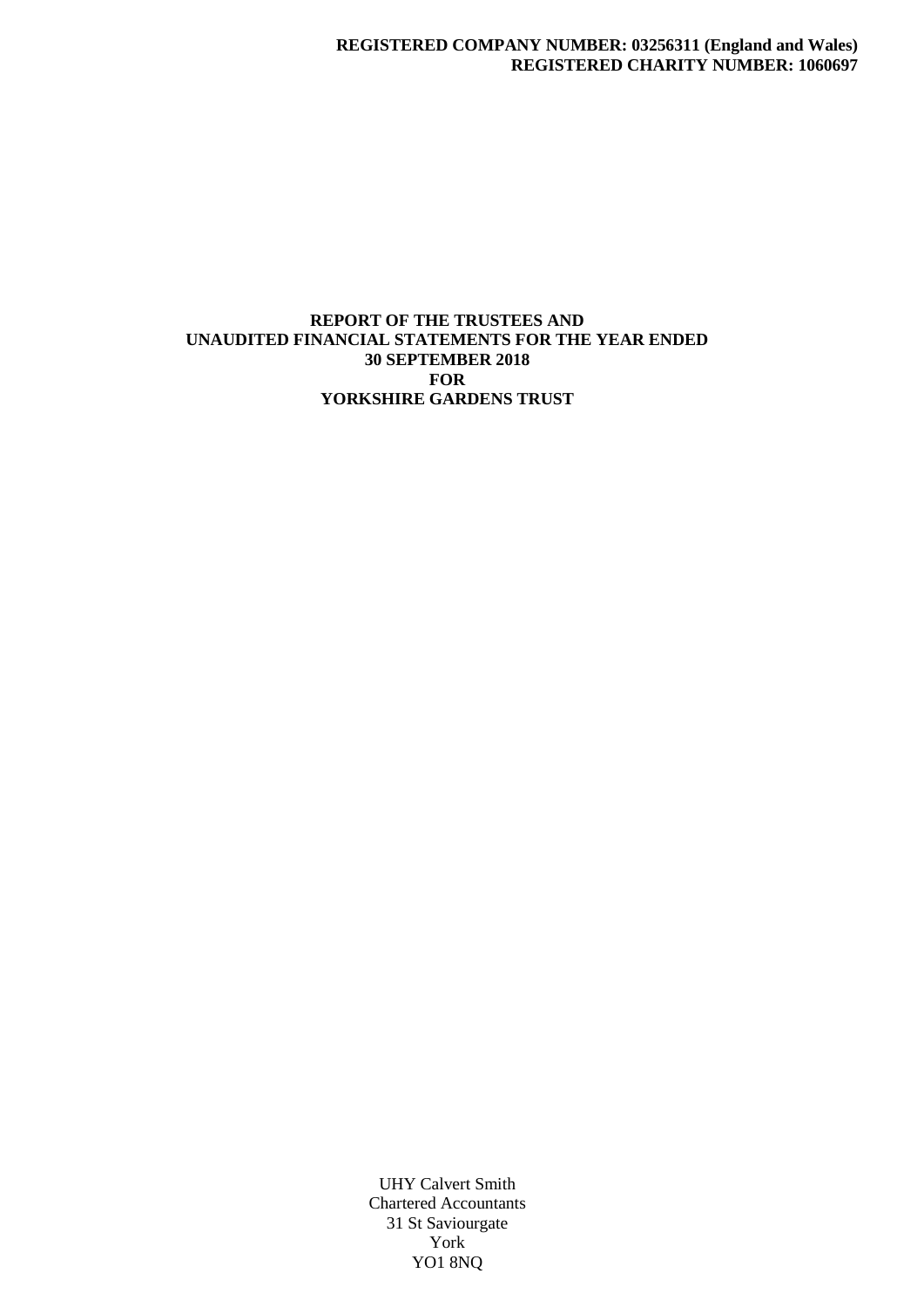**REGISTERED COMPANY NUMBER: 03256311 (England and Wales)**
**REGISTERED CHARITY NUMBER: 1060697**

# REPORT OF THE TRUSTEES AND UNAUDITED FINANCIAL STATEMENTS FOR THE YEAR ENDED 30 SEPTEMBER 2018 FOR YORKSHIRE GARDENS TRUST

UHY Calvert Smith
Chartered Accountants
31 St Saviourgate
York
YO1 8NQ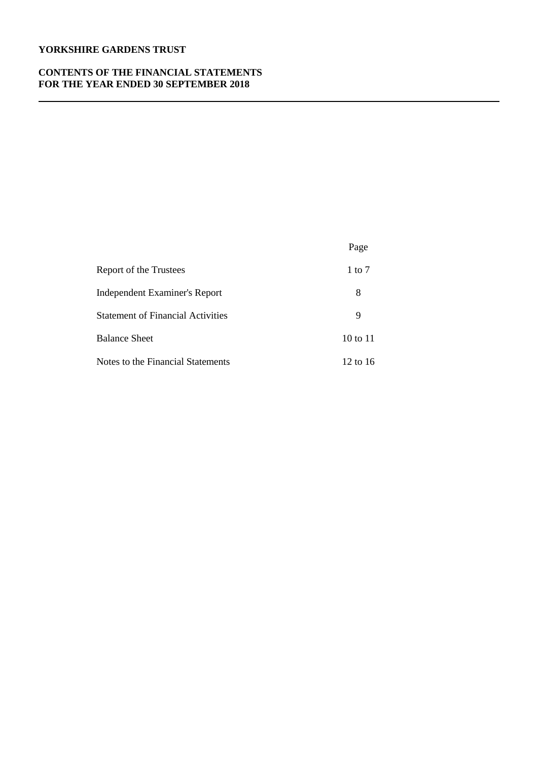**YORKSHIRE GARDENS TRUST**

**CONTENTS OF THE FINANCIAL STATEMENTS**
**FOR THE YEAR ENDED 30 SEPTEMBER 2018**

| | Page |
|---|---|
| Report of the Trustees | 1 to 7 |
| Independent Examiner's Report | 8 |
| Statement of Financial Activities | 9 |
| Balance Sheet | 10 to 11 |
| Notes to the Financial Statements | 12 to 16 |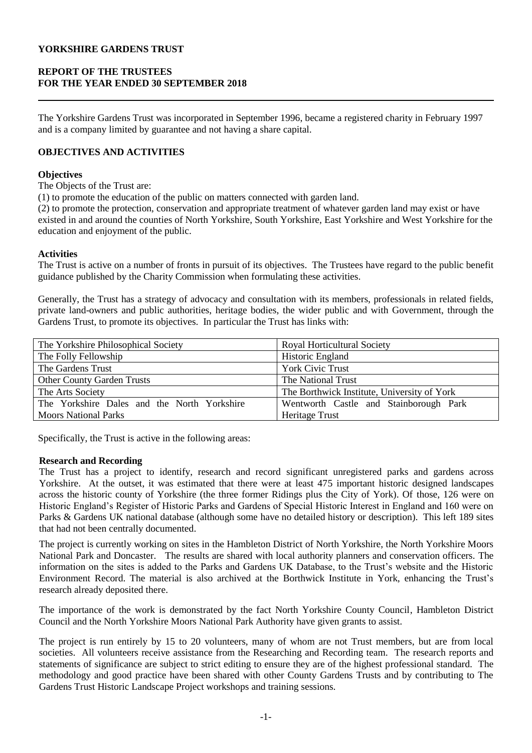# YORKSHIRE GARDENS TRUST

## REPORT OF THE TRUSTEES FOR THE YEAR ENDED 30 SEPTEMBER 2018

The Yorkshire Gardens Trust was incorporated in September 1996, became a registered charity in February 1997 and is a company limited by guarantee and not having a share capital.

### OBJECTIVES AND ACTIVITIES

**Objectives**

The Objects of the Trust are:

(1) to promote the education of the public on matters connected with garden land.

(2) to promote the protection, conservation and appropriate treatment of whatever garden land may exist or have existed in and around the counties of North Yorkshire, South Yorkshire, East Yorkshire and West Yorkshire for the education and enjoyment of the public.

**Activities**

The Trust is active on a number of fronts in pursuit of its objectives. The Trustees have regard to the public benefit guidance published by the Charity Commission when formulating these activities.

Generally, the Trust has a strategy of advocacy and consultation with its members, professionals in related fields, private land-owners and public authorities, heritage bodies, the wider public and with Government, through the Gardens Trust, to promote its objectives. In particular the Trust has links with:

| | |
|---|---|
| The Yorkshire Philosophical Society | Royal Horticultural Society |
| The Folly Fellowship | Historic England |
| The Gardens Trust | York Civic Trust |
| Other County Garden Trusts | The National Trust |
| The Arts Society | The Borthwick Institute, University of York |
| The Yorkshire Dales and the North Yorkshire Moors National Parks | Wentworth Castle and Stainborough Park Heritage Trust |

Specifically, the Trust is active in the following areas:

**Research and Recording**

The Trust has a project to identify, research and record significant unregistered parks and gardens across Yorkshire. At the outset, it was estimated that there were at least 475 important historic designed landscapes across the historic county of Yorkshire (the three former Ridings plus the City of York). Of those, 126 were on Historic England's Register of Historic Parks and Gardens of Special Historic Interest in England and 160 were on Parks & Gardens UK national database (although some have no detailed history or description). This left 189 sites that had not been centrally documented.

The project is currently working on sites in the Hambleton District of North Yorkshire, the North Yorkshire Moors National Park and Doncaster. The results are shared with local authority planners and conservation officers. The information on the sites is added to the Parks and Gardens UK Database, to the Trust's website and the Historic Environment Record. The material is also archived at the Borthwick Institute in York, enhancing the Trust's research already deposited there.

The importance of the work is demonstrated by the fact North Yorkshire County Council, Hambleton District Council and the North Yorkshire Moors National Park Authority have given grants to assist.

The project is run entirely by 15 to 20 volunteers, many of whom are not Trust members, but are from local societies. All volunteers receive assistance from the Researching and Recording team. The research reports and statements of significance are subject to strict editing to ensure they are of the highest professional standard. The methodology and good practice have been shared with other County Gardens Trusts and by contributing to The Gardens Trust Historic Landscape Project workshops and training sessions.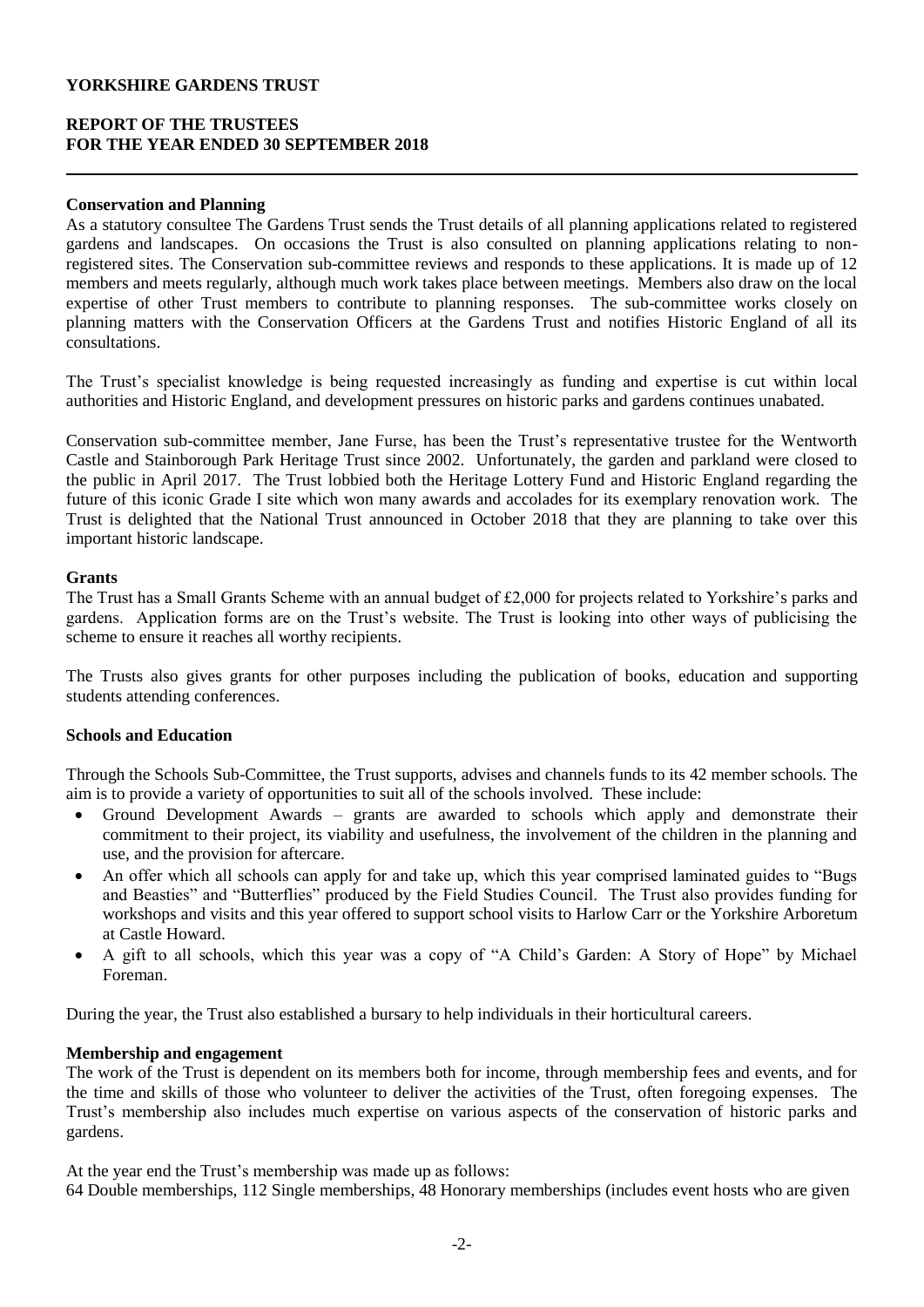## Conservation and Planning

As a statutory consultee The Gardens Trust sends the Trust details of all planning applications related to registered gardens and landscapes. On occasions the Trust is also consulted on planning applications relating to non-registered sites. The Conservation sub-committee reviews and responds to these applications. It is made up of 12 members and meets regularly, although much work takes place between meetings. Members also draw on the local expertise of other Trust members to contribute to planning responses. The sub-committee works closely on planning matters with the Conservation Officers at the Gardens Trust and notifies Historic England of all its consultations.

The Trust's specialist knowledge is being requested increasingly as funding and expertise is cut within local authorities and Historic England, and development pressures on historic parks and gardens continues unabated.

Conservation sub-committee member, Jane Furse, has been the Trust's representative trustee for the Wentworth Castle and Stainborough Park Heritage Trust since 2002. Unfortunately, the garden and parkland were closed to the public in April 2017. The Trust lobbied both the Heritage Lottery Fund and Historic England regarding the future of this iconic Grade I site which won many awards and accolades for its exemplary renovation work. The Trust is delighted that the National Trust announced in October 2018 that they are planning to take over this important historic landscape.

## Grants

The Trust has a Small Grants Scheme with an annual budget of £2,000 for projects related to Yorkshire's parks and gardens. Application forms are on the Trust's website. The Trust is looking into other ways of publicising the scheme to ensure it reaches all worthy recipients.

The Trusts also gives grants for other purposes including the publication of books, education and supporting students attending conferences.

## Schools and Education

Through the Schools Sub-Committee, the Trust supports, advises and channels funds to its 42 member schools. The aim is to provide a variety of opportunities to suit all of the schools involved. These include:

- Ground Development Awards – grants are awarded to schools which apply and demonstrate their commitment to their project, its viability and usefulness, the involvement of the children in the planning and use, and the provision for aftercare.
- An offer which all schools can apply for and take up, which this year comprised laminated guides to "Bugs and Beasties" and "Butterflies" produced by the Field Studies Council. The Trust also provides funding for workshops and visits and this year offered to support school visits to Harlow Carr or the Yorkshire Arboretum at Castle Howard.
- A gift to all schools, which this year was a copy of "A Child's Garden: A Story of Hope" by Michael Foreman.

During the year, the Trust also established a bursary to help individuals in their horticultural careers.

## Membership and engagement

The work of the Trust is dependent on its members both for income, through membership fees and events, and for the time and skills of those who volunteer to deliver the activities of the Trust, often foregoing expenses. The Trust's membership also includes much expertise on various aspects of the conservation of historic parks and gardens.

At the year end the Trust's membership was made up as follows:
64 Double memberships, 112 Single memberships, 48 Honorary memberships (includes event hosts who are given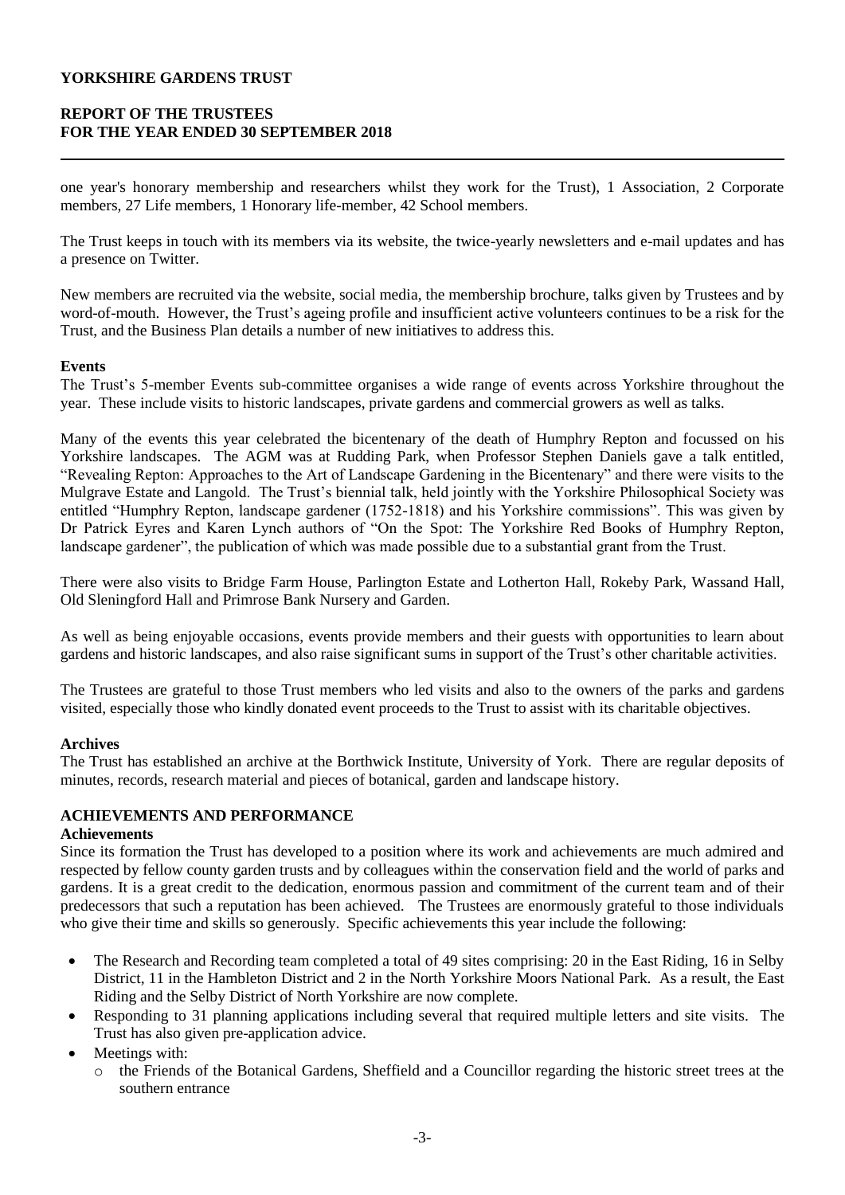one year's honorary membership and researchers whilst they work for the Trust), 1 Association, 2 Corporate members, 27 Life members, 1 Honorary life-member, 42 School members.

The Trust keeps in touch with its members via its website, the twice-yearly newsletters and e-mail updates and has a presence on Twitter.

New members are recruited via the website, social media, the membership brochure, talks given by Trustees and by word-of-mouth. However, the Trust's ageing profile and insufficient active volunteers continues to be a risk for the Trust, and the Business Plan details a number of new initiatives to address this.

**Events**

The Trust's 5-member Events sub-committee organises a wide range of events across Yorkshire throughout the year. These include visits to historic landscapes, private gardens and commercial growers as well as talks.

Many of the events this year celebrated the bicentenary of the death of Humphry Repton and focussed on his Yorkshire landscapes. The AGM was at Rudding Park, when Professor Stephen Daniels gave a talk entitled, "Revealing Repton: Approaches to the Art of Landscape Gardening in the Bicentenary" and there were visits to the Mulgrave Estate and Langold. The Trust's biennial talk, held jointly with the Yorkshire Philosophical Society was entitled "Humphry Repton, landscape gardener (1752-1818) and his Yorkshire commissions". This was given by Dr Patrick Eyres and Karen Lynch authors of "On the Spot: The Yorkshire Red Books of Humphry Repton, landscape gardener", the publication of which was made possible due to a substantial grant from the Trust.

There were also visits to Bridge Farm House, Parlington Estate and Lotherton Hall, Rokeby Park, Wassand Hall, Old Sleningford Hall and Primrose Bank Nursery and Garden.

As well as being enjoyable occasions, events provide members and their guests with opportunities to learn about gardens and historic landscapes, and also raise significant sums in support of the Trust's other charitable activities.

The Trustees are grateful to those Trust members who led visits and also to the owners of the parks and gardens visited, especially those who kindly donated event proceeds to the Trust to assist with its charitable objectives.

**Archives**

The Trust has established an archive at the Borthwick Institute, University of York. There are regular deposits of minutes, records, research material and pieces of botanical, garden and landscape history.

## ACHIEVEMENTS AND PERFORMANCE

**Achievements**

Since its formation the Trust has developed to a position where its work and achievements are much admired and respected by fellow county garden trusts and by colleagues within the conservation field and the world of parks and gardens. It is a great credit to the dedication, enormous passion and commitment of the current team and of their predecessors that such a reputation has been achieved. The Trustees are enormously grateful to those individuals who give their time and skills so generously. Specific achievements this year include the following:

- The Research and Recording team completed a total of 49 sites comprising: 20 in the East Riding, 16 in Selby District, 11 in the Hambleton District and 2 in the North Yorkshire Moors National Park. As a result, the East Riding and the Selby District of North Yorkshire are now complete.
- Responding to 31 planning applications including several that required multiple letters and site visits. The Trust has also given pre-application advice.
- Meetings with:
  - the Friends of the Botanical Gardens, Sheffield and a Councillor regarding the historic street trees at the southern entrance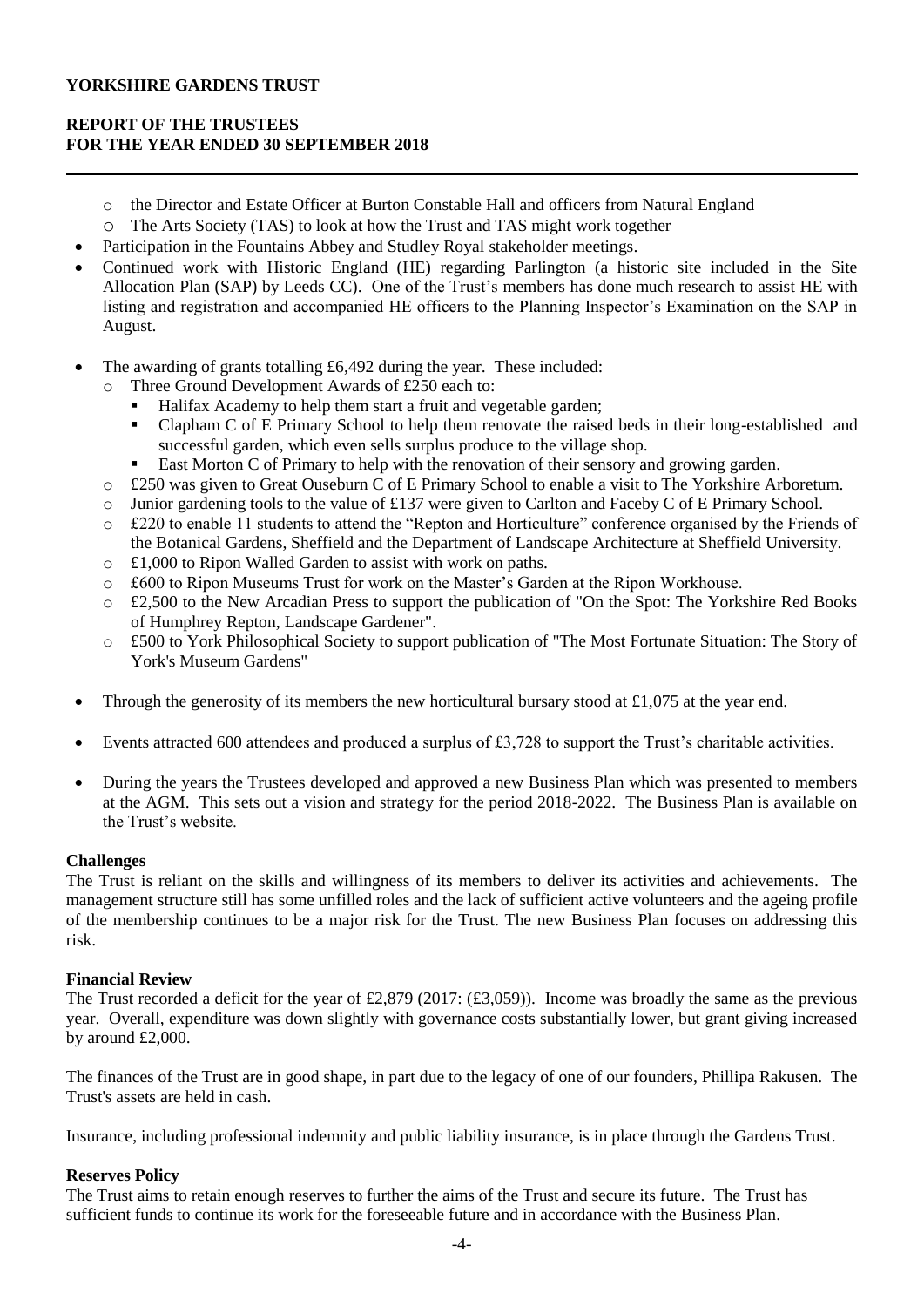- the Director and Estate Officer at Burton Constable Hall and officers from Natural England
  - The Arts Society (TAS) to look at how the Trust and TAS might work together
- Participation in the Fountains Abbey and Studley Royal stakeholder meetings.
- Continued work with Historic England (HE) regarding Parlington (a historic site included in the Site Allocation Plan (SAP) by Leeds CC). One of the Trust's members has done much research to assist HE with listing and registration and accompanied HE officers to the Planning Inspector's Examination on the SAP in August.

- The awarding of grants totalling £6,492 during the year. These included:
  - Three Ground Development Awards of £250 each to:
    - Halifax Academy to help them start a fruit and vegetable garden;
    - Clapham C of E Primary School to help them renovate the raised beds in their long-established and successful garden, which even sells surplus produce to the village shop.
    - East Morton C of Primary to help with the renovation of their sensory and growing garden.
  - £250 was given to Great Ouseburn C of E Primary School to enable a visit to The Yorkshire Arboretum.
  - Junior gardening tools to the value of £137 were given to Carlton and Faceby C of E Primary School.
  - £220 to enable 11 students to attend the "Repton and Horticulture" conference organised by the Friends of the Botanical Gardens, Sheffield and the Department of Landscape Architecture at Sheffield University.
  - £1,000 to Ripon Walled Garden to assist with work on paths.
  - £600 to Ripon Museums Trust for work on the Master's Garden at the Ripon Workhouse.
  - £2,500 to the New Arcadian Press to support the publication of "On the Spot: The Yorkshire Red Books of Humphrey Repton, Landscape Gardener".
  - £500 to York Philosophical Society to support publication of "The Most Fortunate Situation: The Story of York's Museum Gardens"

- Through the generosity of its members the new horticultural bursary stood at £1,075 at the year end.

- Events attracted 600 attendees and produced a surplus of £3,728 to support the Trust's charitable activities.

- During the years the Trustees developed and approved a new Business Plan which was presented to members at the AGM. This sets out a vision and strategy for the period 2018-2022. The Business Plan is available on the Trust's website.

**Challenges**

The Trust is reliant on the skills and willingness of its members to deliver its activities and achievements. The management structure still has some unfilled roles and the lack of sufficient active volunteers and the ageing profile of the membership continues to be a major risk for the Trust. The new Business Plan focuses on addressing this risk.

**Financial Review**

The Trust recorded a deficit for the year of £2,879 (2017: (£3,059)). Income was broadly the same as the previous year. Overall, expenditure was down slightly with governance costs substantially lower, but grant giving increased by around £2,000.

The finances of the Trust are in good shape, in part due to the legacy of one of our founders, Phillipa Rakusen. The Trust's assets are held in cash.

Insurance, including professional indemnity and public liability insurance, is in place through the Gardens Trust.

**Reserves Policy**

The Trust aims to retain enough reserves to further the aims of the Trust and secure its future. The Trust has sufficient funds to continue its work for the foreseeable future and in accordance with the Business Plan.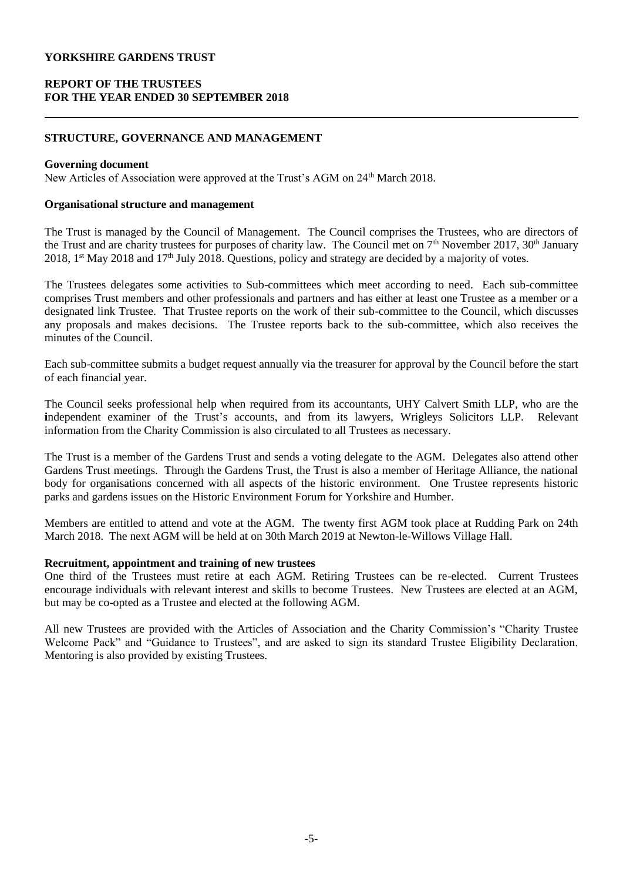**YORKSHIRE GARDENS TRUST**

**REPORT OF THE TRUSTEES**
**FOR THE YEAR ENDED 30 SEPTEMBER 2018**

## STRUCTURE, GOVERNANCE AND MANAGEMENT

**Governing document**
New Articles of Association were approved at the Trust's AGM on 24th March 2018.

**Organisational structure and management**

The Trust is managed by the Council of Management. The Council comprises the Trustees, who are directors of the Trust and are charity trustees for purposes of charity law. The Council met on 7th November 2017, 30th January 2018, 1st May 2018 and 17th July 2018. Questions, policy and strategy are decided by a majority of votes.

The Trustees delegates some activities to Sub-committees which meet according to need. Each sub-committee comprises Trust members and other professionals and partners and has either at least one Trustee as a member or a designated link Trustee. That Trustee reports on the work of their sub-committee to the Council, which discusses any proposals and makes decisions. The Trustee reports back to the sub-committee, which also receives the minutes of the Council.

Each sub-committee submits a budget request annually via the treasurer for approval by the Council before the start of each financial year.

The Council seeks professional help when required from its accountants, UHY Calvert Smith LLP, who are the independent examiner of the Trust's accounts, and from its lawyers, Wrigleys Solicitors LLP. Relevant information from the Charity Commission is also circulated to all Trustees as necessary.

The Trust is a member of the Gardens Trust and sends a voting delegate to the AGM. Delegates also attend other Gardens Trust meetings. Through the Gardens Trust, the Trust is also a member of Heritage Alliance, the national body for organisations concerned with all aspects of the historic environment. One Trustee represents historic parks and gardens issues on the Historic Environment Forum for Yorkshire and Humber.

Members are entitled to attend and vote at the AGM. The twenty first AGM took place at Rudding Park on 24th March 2018. The next AGM will be held at on 30th March 2019 at Newton-le-Willows Village Hall.

**Recruitment, appointment and training of new trustees**
One third of the Trustees must retire at each AGM. Retiring Trustees can be re-elected. Current Trustees encourage individuals with relevant interest and skills to become Trustees. New Trustees are elected at an AGM, but may be co-opted as a Trustee and elected at the following AGM.

All new Trustees are provided with the Articles of Association and the Charity Commission's "Charity Trustee Welcome Pack" and "Guidance to Trustees", and are asked to sign its standard Trustee Eligibility Declaration. Mentoring is also provided by existing Trustees.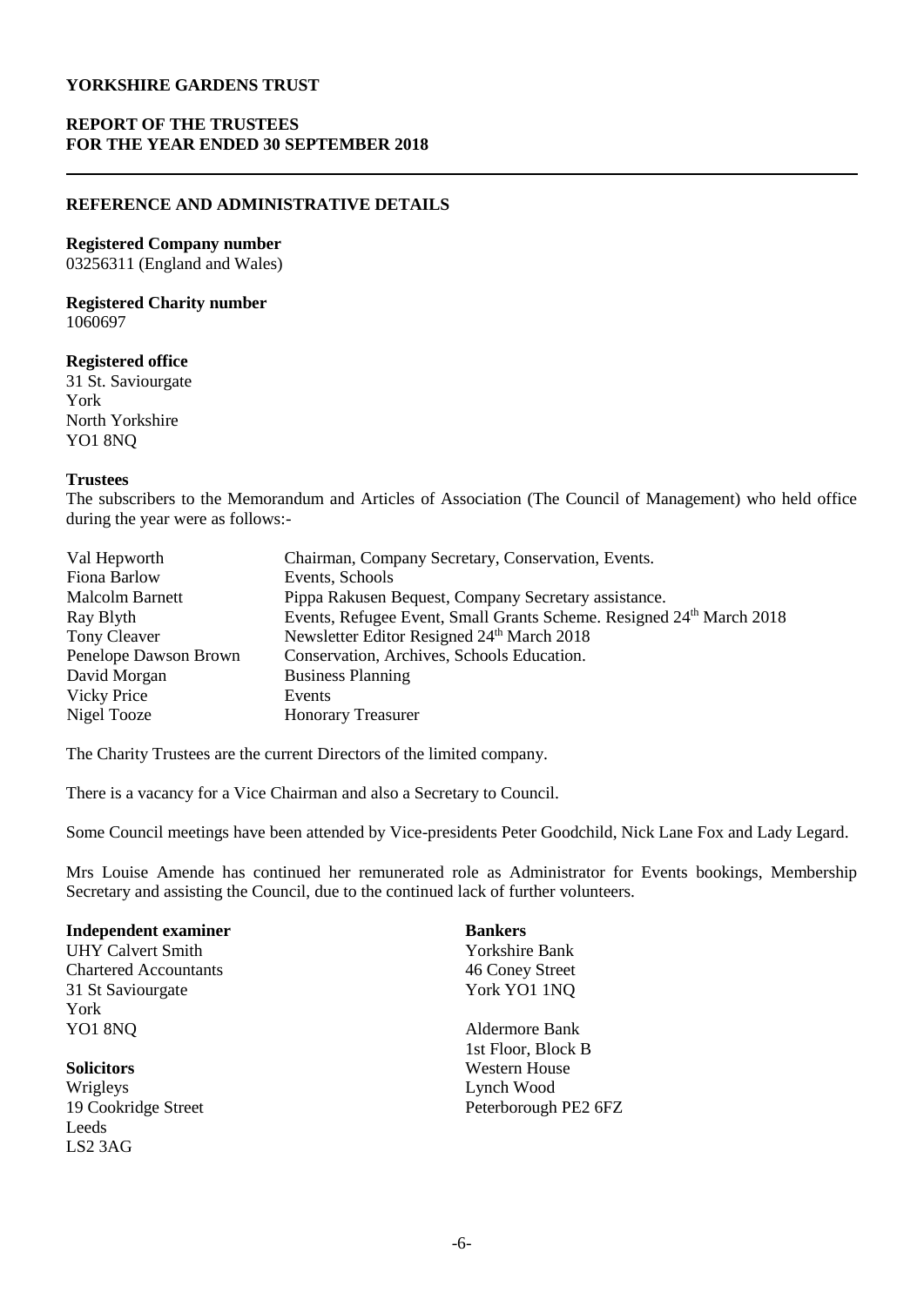# YORKSHIRE GARDENS TRUST

## REPORT OF THE TRUSTEES
## FOR THE YEAR ENDED 30 SEPTEMBER 2018

### REFERENCE AND ADMINISTRATIVE DETAILS

**Registered Company number**
03256311 (England and Wales)

**Registered Charity number**
1060697

**Registered office**
31 St. Saviourgate
York
North Yorkshire
YO1 8NQ

**Trustees**
The subscribers to the Memorandum and Articles of Association (The Council of Management) who held office during the year were as follows:-

| | |
|---|---|
| Val Hepworth | Chairman, Company Secretary, Conservation, Events. |
| Fiona Barlow | Events, Schools |
| Malcolm Barnett | Pippa Rakusen Bequest, Company Secretary assistance. |
| Ray Blyth | Events, Refugee Event, Small Grants Scheme. Resigned 24th March 2018 |
| Tony Cleaver | Newsletter Editor Resigned 24th March 2018 |
| Penelope Dawson Brown | Conservation, Archives, Schools Education. |
| David Morgan | Business Planning |
| Vicky Price | Events |
| Nigel Tooze | Honorary Treasurer |

The Charity Trustees are the current Directors of the limited company.

There is a vacancy for a Vice Chairman and also a Secretary to Council.

Some Council meetings have been attended by Vice-presidents Peter Goodchild, Nick Lane Fox and Lady Legard.

Mrs Louise Amende has continued her remunerated role as Administrator for Events bookings, Membership Secretary and assisting the Council, due to the continued lack of further volunteers.

**Independent examiner**
UHY Calvert Smith
Chartered Accountants
31 St Saviourgate
York
YO1 8NQ

**Solicitors**
Wrigleys
19 Cookridge Street
Leeds
LS2 3AG

**Bankers**
Yorkshire Bank
46 Coney Street
York YO1 1NQ

Aldermore Bank
1st Floor, Block B
Western House
Lynch Wood
Peterborough PE2 6FZ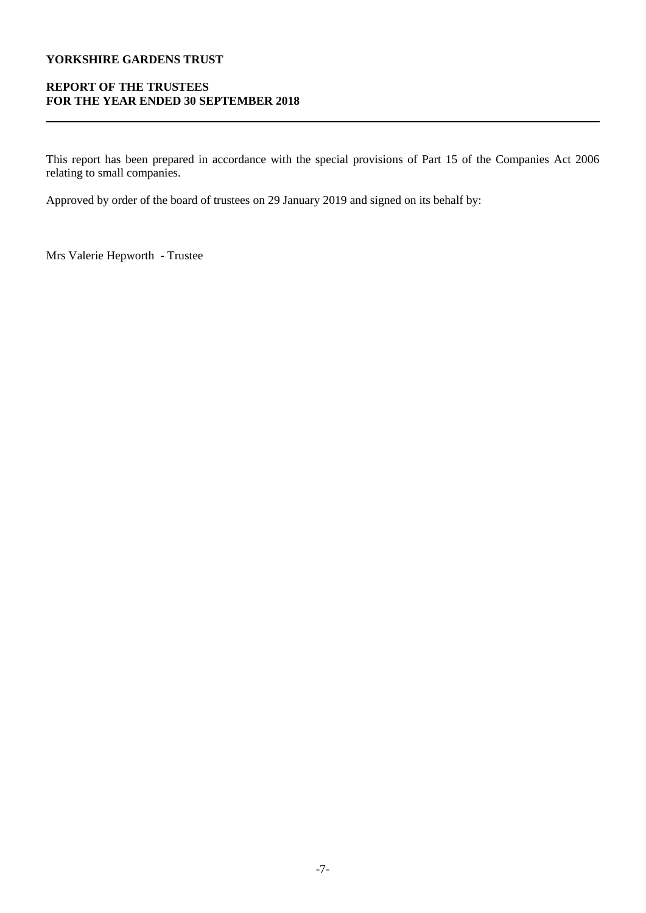This report has been prepared in accordance with the special provisions of Part 15 of the Companies Act 2006 relating to small companies.

Approved by order of the board of trustees on 29 January 2019 and signed on its behalf by:

Mrs Valerie Hepworth - Trustee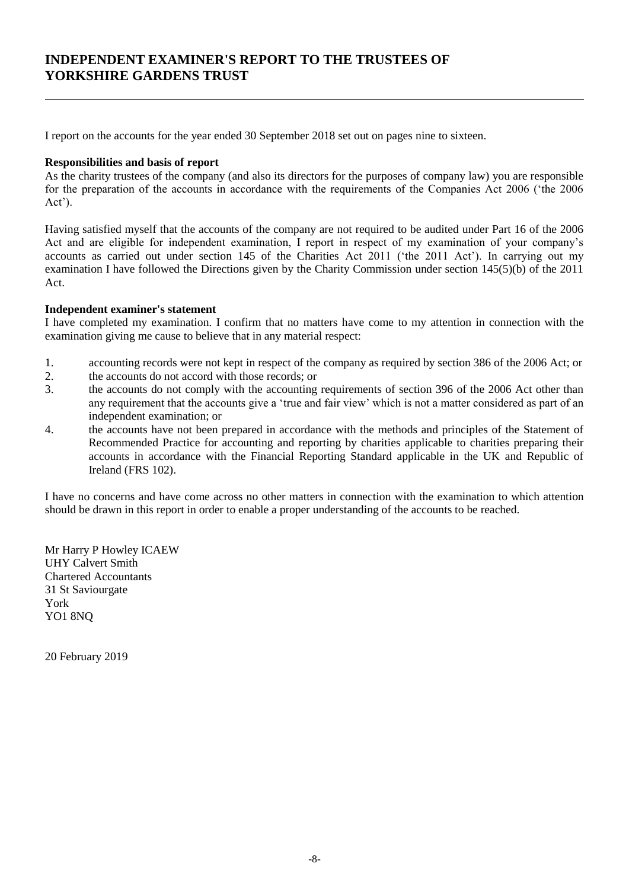# INDEPENDENT EXAMINER'S REPORT TO THE TRUSTEES OF YORKSHIRE GARDENS TRUST

I report on the accounts for the year ended 30 September 2018 set out on pages nine to sixteen.

**Responsibilities and basis of report**

As the charity trustees of the company (and also its directors for the purposes of company law) you are responsible for the preparation of the accounts in accordance with the requirements of the Companies Act 2006 ('the 2006 Act').

Having satisfied myself that the accounts of the company are not required to be audited under Part 16 of the 2006 Act and are eligible for independent examination, I report in respect of my examination of your company's accounts as carried out under section 145 of the Charities Act 2011 ('the 2011 Act'). In carrying out my examination I have followed the Directions given by the Charity Commission under section 145(5)(b) of the 2011 Act.

**Independent examiner's statement**

I have completed my examination. I confirm that no matters have come to my attention in connection with the examination giving me cause to believe that in any material respect:

1. accounting records were not kept in respect of the company as required by section 386 of the 2006 Act; or
2. the accounts do not accord with those records; or
3. the accounts do not comply with the accounting requirements of section 396 of the 2006 Act other than any requirement that the accounts give a 'true and fair view' which is not a matter considered as part of an independent examination; or
4. the accounts have not been prepared in accordance with the methods and principles of the Statement of Recommended Practice for accounting and reporting by charities applicable to charities preparing their accounts in accordance with the Financial Reporting Standard applicable in the UK and Republic of Ireland (FRS 102).

I have no concerns and have come across no other matters in connection with the examination to which attention should be drawn in this report in order to enable a proper understanding of the accounts to be reached.

Mr Harry P Howley ICAEW
UHY Calvert Smith
Chartered Accountants
31 St Saviourgate
York
YO1 8NQ

20 February 2019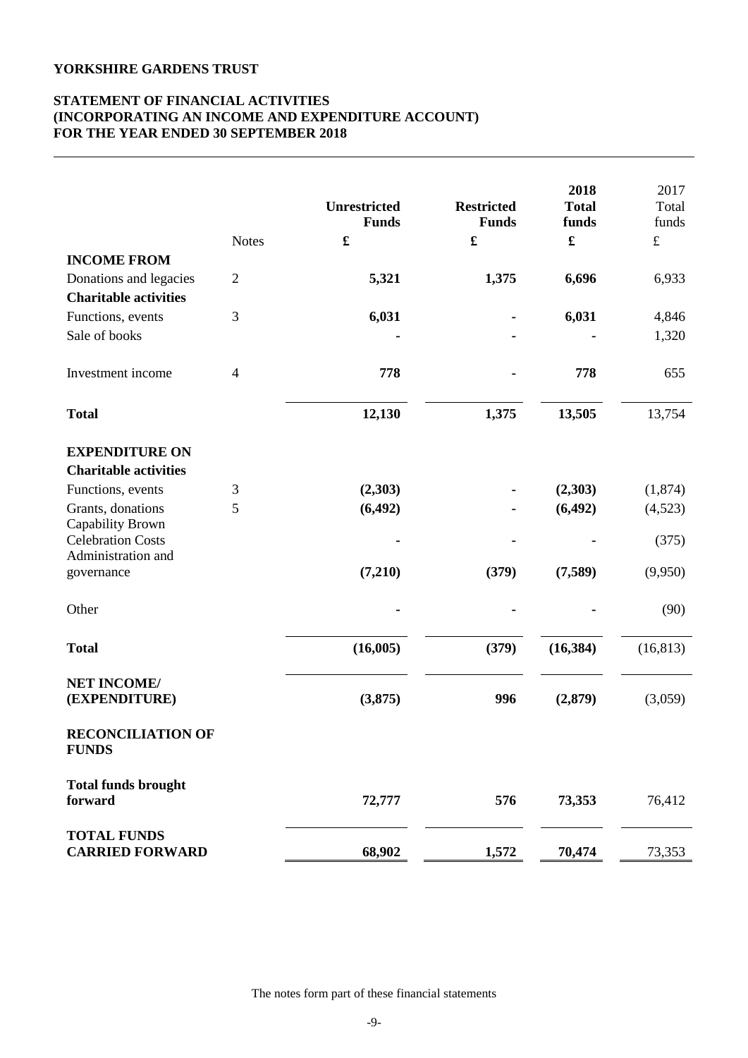**YORKSHIRE GARDENS TRUST**

**STATEMENT OF FINANCIAL ACTIVITIES**
**(INCORPORATING AN INCOME AND EXPENDITURE ACCOUNT)**
**FOR THE YEAR ENDED 30 SEPTEMBER 2018**

| | Notes | Unrestricted Funds | Restricted Funds | 2018 Total funds | 2017 Total funds |
|---|---|---|---|---|---|
| | | £ | £ | £ | £ |
| **INCOME FROM** | | | | | |
| Donations and legacies | 2 | **5,321** | **1,375** | **6,696** | 6,933 |
| **Charitable activities** | | | | | |
| Functions, events | 3 | **6,031** | - | **6,031** | 4,846 |
| Sale of books | | - | - | - | 1,320 |
| Investment income | 4 | **778** | - | **778** | 655 |
| **Total** | | **12,130** | **1,375** | **13,505** | 13,754 |
| **EXPENDITURE ON** | | | | | |
| **Charitable activities** | | | | | |
| Functions, events | 3 | **(2,303)** | - | **(2,303)** | (1,874) |
| Grants, donations | 5 | **(6,492)** | - | **(6,492)** | (4,523) |
| Capability Brown Celebration Costs | | - | - | - | (375) |
| Administration and governance | | **(7,210)** | **(379)** | **(7,589)** | (9,950) |
| Other | | - | - | - | (90) |
| **Total** | | **(16,005)** | **(379)** | **(16,384)** | (16,813) |
| **NET INCOME/ (EXPENDITURE)** | | **(3,875)** | **996** | **(2,879)** | (3,059) |
| **RECONCILIATION OF FUNDS** | | | | | |
| **Total funds brought forward** | | **72,777** | **576** | **73,353** | 76,412 |
| **TOTAL FUNDS CARRIED FORWARD** | | **68,902** | **1,572** | **70,474** | 73,353 |

The notes form part of these financial statements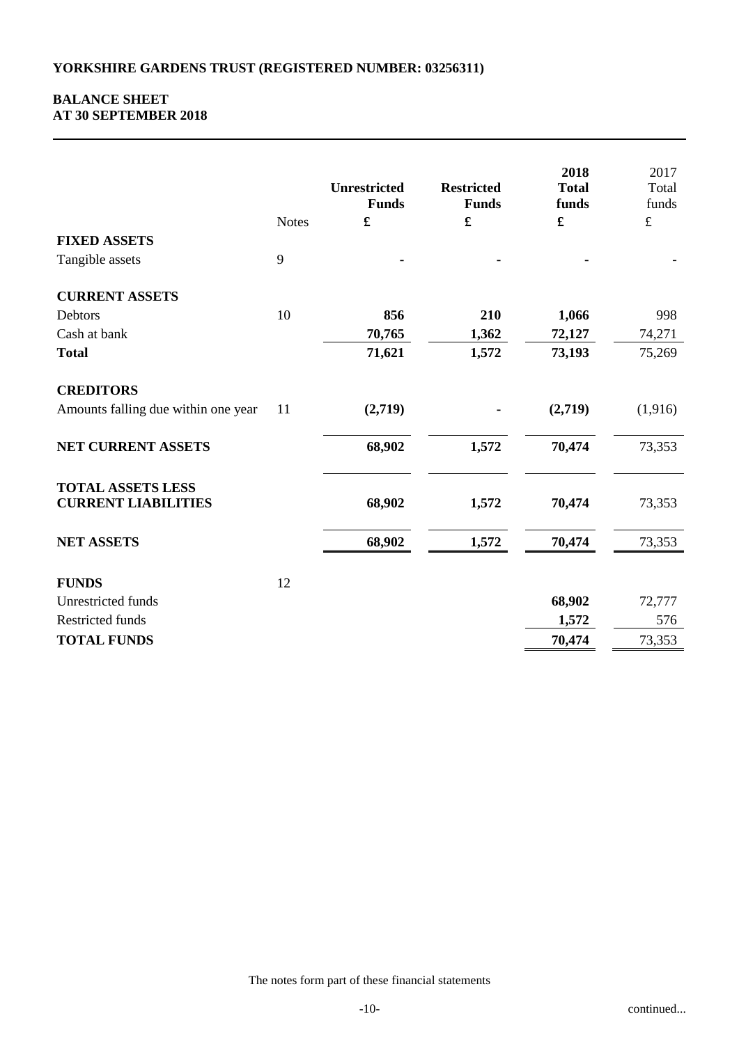**YORKSHIRE GARDENS TRUST (REGISTERED NUMBER: 03256311)**

**BALANCE SHEET**
**AT 30 SEPTEMBER 2018**

| | Notes | Unrestricted Funds £ | Restricted Funds £ | 2018 Total funds £ | 2017 Total funds £ |
|---|---|---|---|---|---|
| **FIXED ASSETS** | | | | | |
| Tangible assets | 9 | - | - | - | - |
| **CURRENT ASSETS** | | | | | |
| Debtors | 10 | 856 | 210 | 1,066 | 998 |
| Cash at bank | | 70,765 | 1,362 | 72,127 | 74,271 |
| **Total** | | 71,621 | 1,572 | 73,193 | 75,269 |
| **CREDITORS** | | | | | |
| Amounts falling due within one year | 11 | (2,719) | - | (2,719) | (1,916) |
| **NET CURRENT ASSETS** | | 68,902 | 1,572 | 70,474 | 73,353 |
| **TOTAL ASSETS LESS CURRENT LIABILITIES** | | 68,902 | 1,572 | 70,474 | 73,353 |
| **NET ASSETS** | | 68,902 | 1,572 | 70,474 | 73,353 |
| **FUNDS** | 12 | | | | |
| Unrestricted funds | | | | 68,902 | 72,777 |
| Restricted funds | | | | 1,572 | 576 |
| **TOTAL FUNDS** | | | | 70,474 | 73,353 |

The notes form part of these financial statements

continued...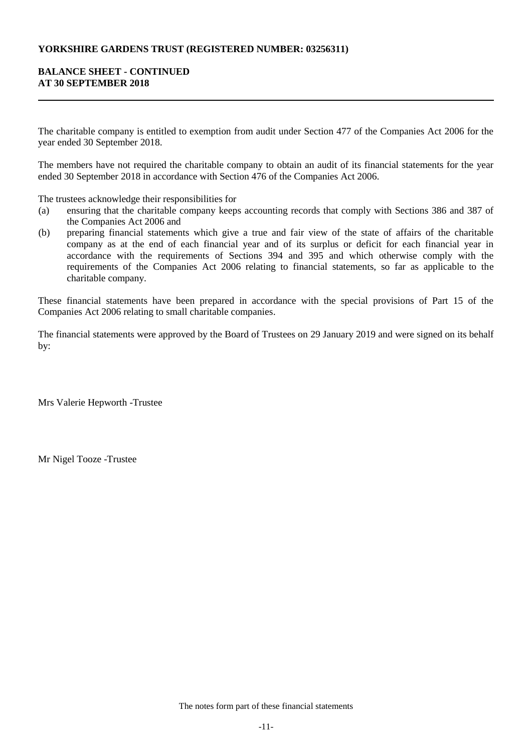**YORKSHIRE GARDENS TRUST (REGISTERED NUMBER: 03256311)**

**BALANCE SHEET - CONTINUED**
**AT 30 SEPTEMBER 2018**

The charitable company is entitled to exemption from audit under Section 477 of the Companies Act 2006 for the year ended 30 September 2018.

The members have not required the charitable company to obtain an audit of its financial statements for the year ended 30 September 2018 in accordance with Section 476 of the Companies Act 2006.

The trustees acknowledge their responsibilities for

(a) ensuring that the charitable company keeps accounting records that comply with Sections 386 and 387 of the Companies Act 2006 and

(b) preparing financial statements which give a true and fair view of the state of affairs of the charitable company as at the end of each financial year and of its surplus or deficit for each financial year in accordance with the requirements of Sections 394 and 395 and which otherwise comply with the requirements of the Companies Act 2006 relating to financial statements, so far as applicable to the charitable company.

These financial statements have been prepared in accordance with the special provisions of Part 15 of the Companies Act 2006 relating to small charitable companies.

The financial statements were approved by the Board of Trustees on 29 January 2019 and were signed on its behalf by:

Mrs Valerie Hepworth -Trustee

Mr Nigel Tooze -Trustee

The notes form part of these financial statements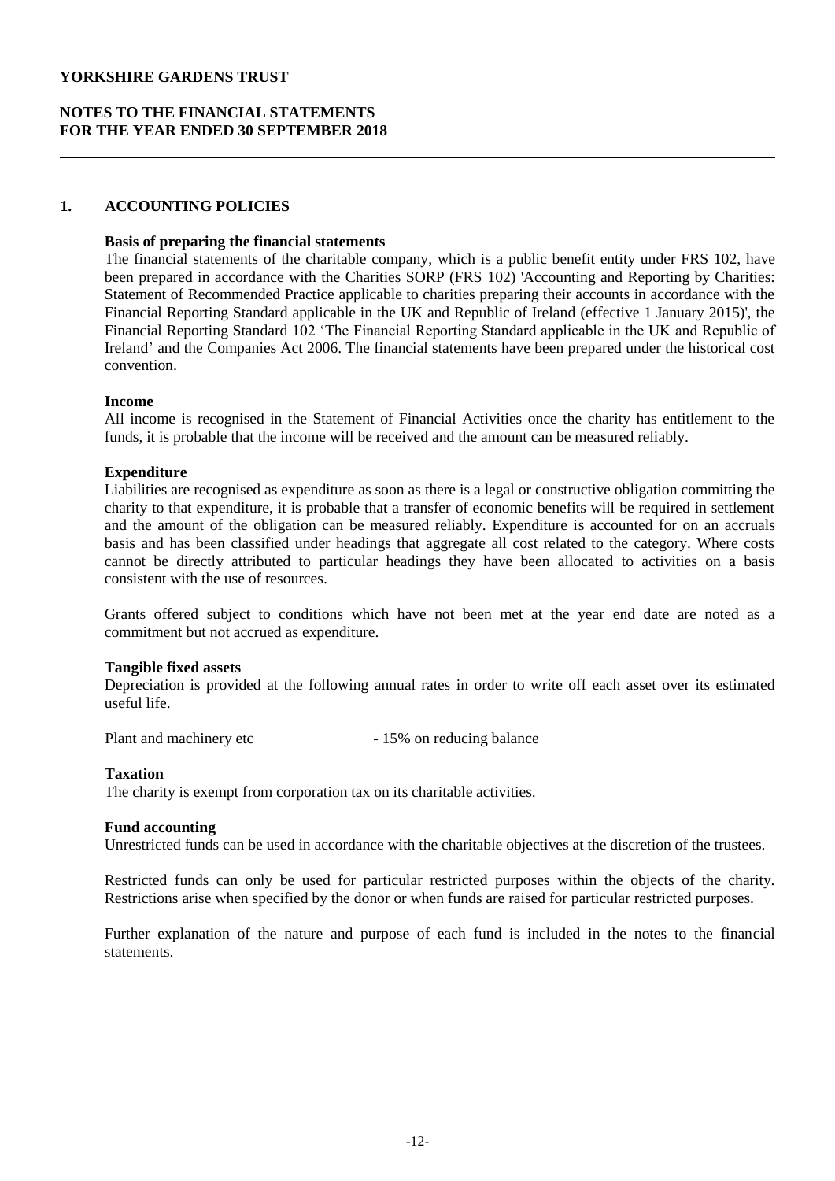**YORKSHIRE GARDENS TRUST**

**NOTES TO THE FINANCIAL STATEMENTS**
**FOR THE YEAR ENDED 30 SEPTEMBER 2018**

## 1. ACCOUNTING POLICIES

**Basis of preparing the financial statements**

The financial statements of the charitable company, which is a public benefit entity under FRS 102, have been prepared in accordance with the Charities SORP (FRS 102) 'Accounting and Reporting by Charities: Statement of Recommended Practice applicable to charities preparing their accounts in accordance with the Financial Reporting Standard applicable in the UK and Republic of Ireland (effective 1 January 2015)', the Financial Reporting Standard 102 'The Financial Reporting Standard applicable in the UK and Republic of Ireland' and the Companies Act 2006. The financial statements have been prepared under the historical cost convention.

**Income**

All income is recognised in the Statement of Financial Activities once the charity has entitlement to the funds, it is probable that the income will be received and the amount can be measured reliably.

**Expenditure**

Liabilities are recognised as expenditure as soon as there is a legal or constructive obligation committing the charity to that expenditure, it is probable that a transfer of economic benefits will be required in settlement and the amount of the obligation can be measured reliably. Expenditure is accounted for on an accruals basis and has been classified under headings that aggregate all cost related to the category. Where costs cannot be directly attributed to particular headings they have been allocated to activities on a basis consistent with the use of resources.

Grants offered subject to conditions which have not been met at the year end date are noted as a commitment but not accrued as expenditure.

**Tangible fixed assets**

Depreciation is provided at the following annual rates in order to write off each asset over its estimated useful life.

| | |
|---|---|
| Plant and machinery etc | - 15% on reducing balance |

**Taxation**

The charity is exempt from corporation tax on its charitable activities.

**Fund accounting**

Unrestricted funds can be used in accordance with the charitable objectives at the discretion of the trustees.

Restricted funds can only be used for particular restricted purposes within the objects of the charity. Restrictions arise when specified by the donor or when funds are raised for particular restricted purposes.

Further explanation of the nature and purpose of each fund is included in the notes to the financial statements.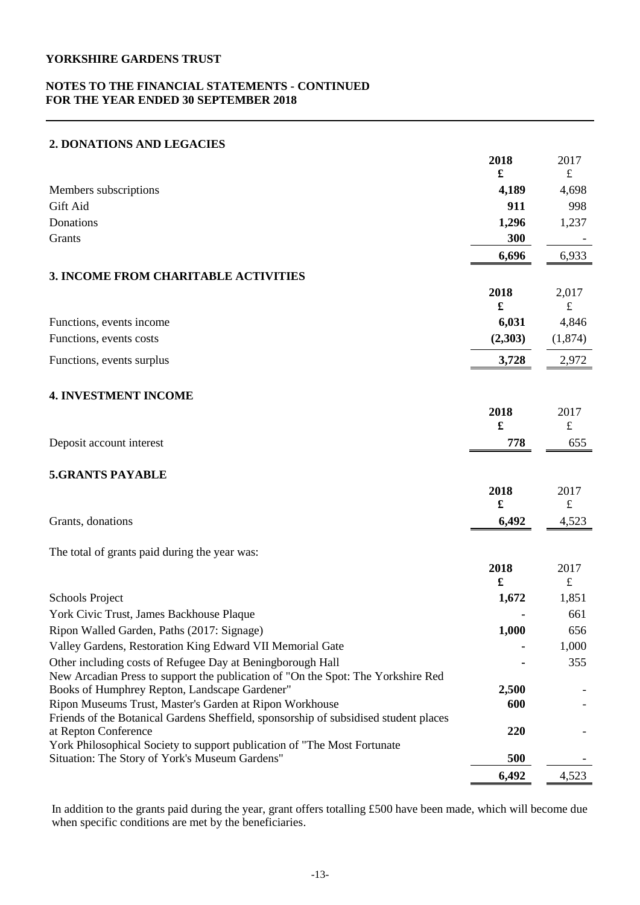**YORKSHIRE GARDENS TRUST**

**NOTES TO THE FINANCIAL STATEMENTS - CONTINUED**
**FOR THE YEAR ENDED 30 SEPTEMBER 2018**

## 2. DONATIONS AND LEGACIES

| | **2018** | 2017 |
|---|---|---|
| | **£** | £ |
| Members subscriptions | **4,189** | 4,698 |
| Gift Aid | **911** | 998 |
| Donations | **1,296** | 1,237 |
| Grants | **300** | - |
| | **6,696** | 6,933 |

## 3. INCOME FROM CHARITABLE ACTIVITIES

| | **2018** | 2,017 |
|---|---|---|
| | **£** | £ |
| Functions, events income | **6,031** | 4,846 |
| Functions, events costs | **(2,303)** | (1,874) |
| Functions, events surplus | **3,728** | 2,972 |

## 4. INVESTMENT INCOME

| | **2018** | 2017 |
|---|---|---|
| | **£** | £ |
| Deposit account interest | **778** | 655 |

## 5.GRANTS PAYABLE

| | **2018** | 2017 |
|---|---|---|
| | **£** | £ |
| Grants, donations | **6,492** | 4,523 |

The total of grants paid during the year was:

| | **2018** | 2017 |
|---|---|---|
| | **£** | £ |
| Schools Project | **1,672** | 1,851 |
| York Civic Trust, James Backhouse Plaque | **-** | 661 |
| Ripon Walled Garden, Paths (2017: Signage) | **1,000** | 656 |
| Valley Gardens, Restoration King Edward VII Memorial Gate | **-** | 1,000 |
| Other including costs of Refugee Day at Beningborough Hall | **-** | 355 |
| New Arcadian Press to support the publication of "On the Spot: The Yorkshire Red Books of Humphrey Repton, Landscape Gardener" | **2,500** | - |
| Ripon Museums Trust, Master's Garden at Ripon Workhouse | **600** | - |
| Friends of the Botanical Gardens Sheffield, sponsorship of subsidised student places at Repton Conference | **220** | - |
| York Philosophical Society to support publication of "The Most Fortunate Situation: The Story of York's Museum Gardens" | **500** | - |
| | **6,492** | 4,523 |

In addition to the grants paid during the year, grant offers totalling £500 have been made, which will become due when specific conditions are met by the beneficiaries.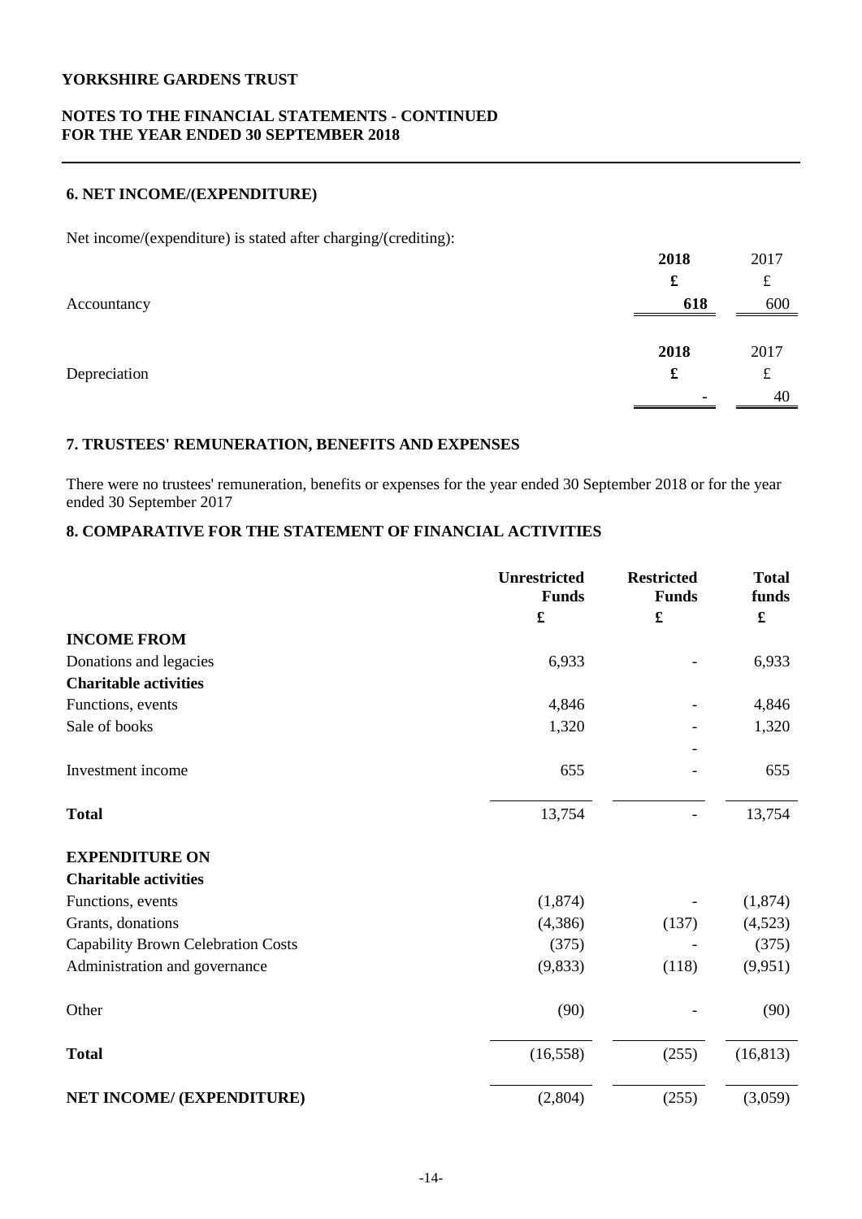# YORKSHIRE GARDENS TRUST

## NOTES TO THE FINANCIAL STATEMENTS - CONTINUED FOR THE YEAR ENDED 30 SEPTEMBER 2018

### 6. NET INCOME/(EXPENDITURE)

Net income/(expenditure) is stated after charging/(crediting):

| | 2018 | 2017 |
|---|---|---|
| | £ | £ |
| Accountancy | 618 | 600 |

| | 2018 | 2017 |
|---|---|---|
| Depreciation | £ | £ |
| | - | 40 |

### 7. TRUSTEES' REMUNERATION, BENEFITS AND EXPENSES

There were no trustees' remuneration, benefits or expenses for the year ended 30 September 2018 or for the year ended 30 September 2017

### 8. COMPARATIVE FOR THE STATEMENT OF FINANCIAL ACTIVITIES

| | Unrestricted Funds | Restricted Funds | Total funds |
|---|---|---|---|
| | £ | £ | £ |
| **INCOME FROM** | | | |
| Donations and legacies | 6,933 | - | 6,933 |
| **Charitable activities** | | | |
| Functions, events | 4,846 | - | 4,846 |
| Sale of books | 1,320 | - | 1,320 |
| | | - | |
| Investment income | 655 | - | 655 |
| **Total** | 13,754 | - | 13,754 |
| **EXPENDITURE ON** | | | |
| **Charitable activities** | | | |
| Functions, events | (1,874) | - | (1,874) |
| Grants, donations | (4,386) | (137) | (4,523) |
| Capability Brown Celebration Costs | (375) | - | (375) |
| Administration and governance | (9,833) | (118) | (9,951) |
| Other | (90) | - | (90) |
| **Total** | (16,558) | (255) | (16,813) |
| **NET INCOME/ (EXPENDITURE)** | (2,804) | (255) | (3,059) |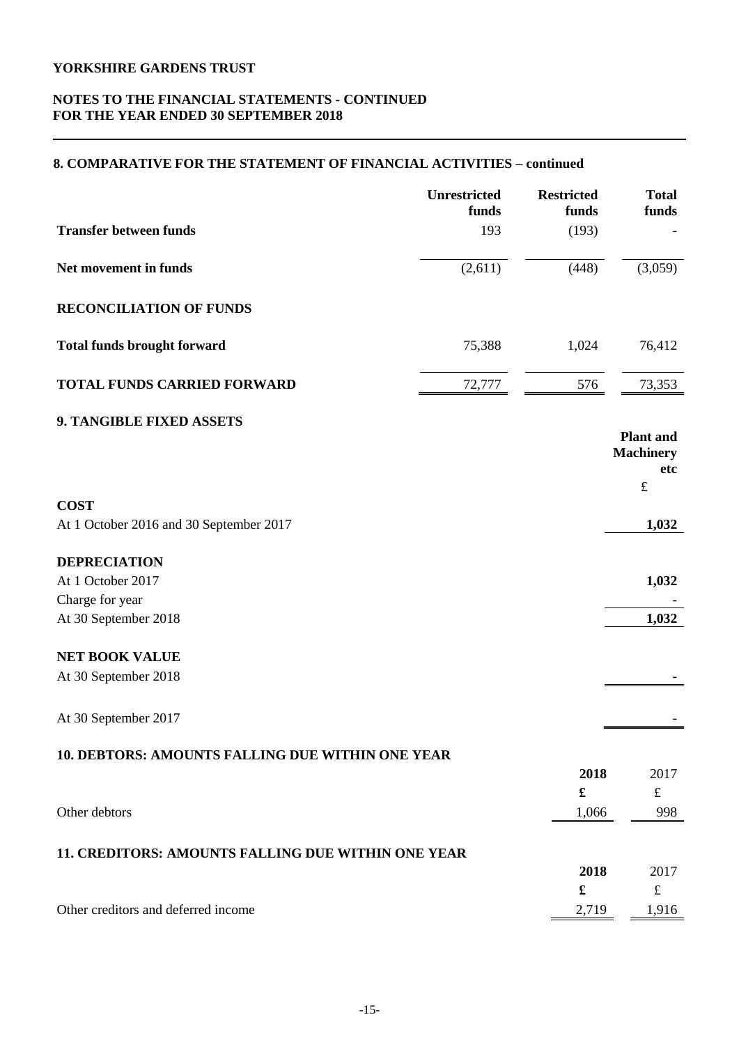# YORKSHIRE GARDENS TRUST

## NOTES TO THE FINANCIAL STATEMENTS - CONTINUED
## FOR THE YEAR ENDED 30 SEPTEMBER 2018

### 8. COMPARATIVE FOR THE STATEMENT OF FINANCIAL ACTIVITIES – continued

| | Unrestricted funds | Restricted funds | Total funds |
|---|---|---|---|
| **Transfer between funds** | 193 | (193) | - |
| **Net movement in funds** | (2,611) | (448) | (3,059) |
| **RECONCILIATION OF FUNDS** | | | |
| **Total funds brought forward** | 75,388 | 1,024 | 76,412 |
| **TOTAL FUNDS CARRIED FORWARD** | 72,777 | 576 | 73,353 |

### 9. TANGIBLE FIXED ASSETS

| | Plant and Machinery etc |
|---|---|
| | £ |
| **COST** | |
| At 1 October 2016 and 30 September 2017 | **1,032** |
| **DEPRECIATION** | |
| At 1 October 2017 | **1,032** |
| Charge for year | **-** |
| At 30 September 2018 | **1,032** |
| **NET BOOK VALUE** | |
| At 30 September 2018 | **-** |
| At 30 September 2017 | - |

### 10. DEBTORS: AMOUNTS FALLING DUE WITHIN ONE YEAR

| | 2018 | 2017 |
|---|---|---|
| | £ | £ |
| Other debtors | 1,066 | 998 |

### 11. CREDITORS: AMOUNTS FALLING DUE WITHIN ONE YEAR

| | 2018 | 2017 |
|---|---|---|
| | £ | £ |
| Other creditors and deferred income | 2,719 | 1,916 |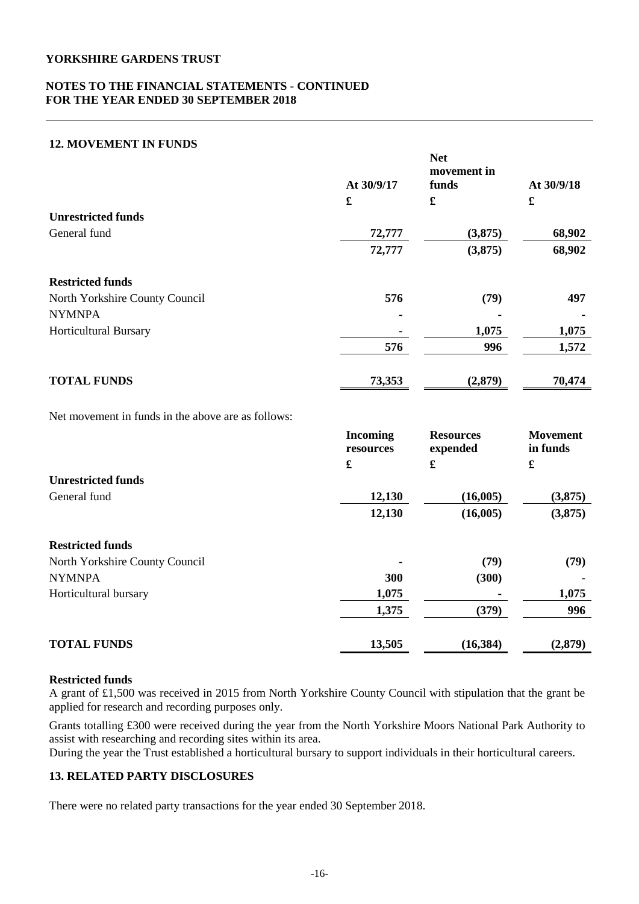**YORKSHIRE GARDENS TRUST**

**NOTES TO THE FINANCIAL STATEMENTS - CONTINUED**
**FOR THE YEAR ENDED 30 SEPTEMBER 2018**

## 12. MOVEMENT IN FUNDS

| | At 30/9/17 | Net movement in funds | At 30/9/18 |
|---|---|---|---|
| | £ | £ | £ |
| **Unrestricted funds** | | | |
| General fund | 72,777 | (3,875) | 68,902 |
| | 72,777 | (3,875) | 68,902 |
| **Restricted funds** | | | |
| North Yorkshire County Council | 576 | (79) | 497 |
| NYMNPA | - | - | - |
| Horticultural Bursary | - | 1,075 | 1,075 |
| | 576 | 996 | 1,572 |
| **TOTAL FUNDS** | 73,353 | (2,879) | 70,474 |

Net movement in funds in the above are as follows:

| | Incoming resources | Resources expended | Movement in funds |
|---|---|---|---|
| | £ | £ | £ |
| **Unrestricted funds** | | | |
| General fund | 12,130 | (16,005) | (3,875) |
| | 12,130 | (16,005) | (3,875) |
| **Restricted funds** | | | |
| North Yorkshire County Council | - | (79) | (79) |
| NYMNPA | 300 | (300) | - |
| Horticultural bursary | 1,075 | - | 1,075 |
| | 1,375 | (379) | 996 |
| **TOTAL FUNDS** | 13,505 | (16,384) | (2,879) |

**Restricted funds**

A grant of £1,500 was received in 2015 from North Yorkshire County Council with stipulation that the grant be applied for research and recording purposes only.

Grants totalling £300 were received during the year from the North Yorkshire Moors National Park Authority to assist with researching and recording sites within its area.

During the year the Trust established a horticultural bursary to support individuals in their horticultural careers.

## 13. RELATED PARTY DISCLOSURES

There were no related party transactions for the year ended 30 September 2018.